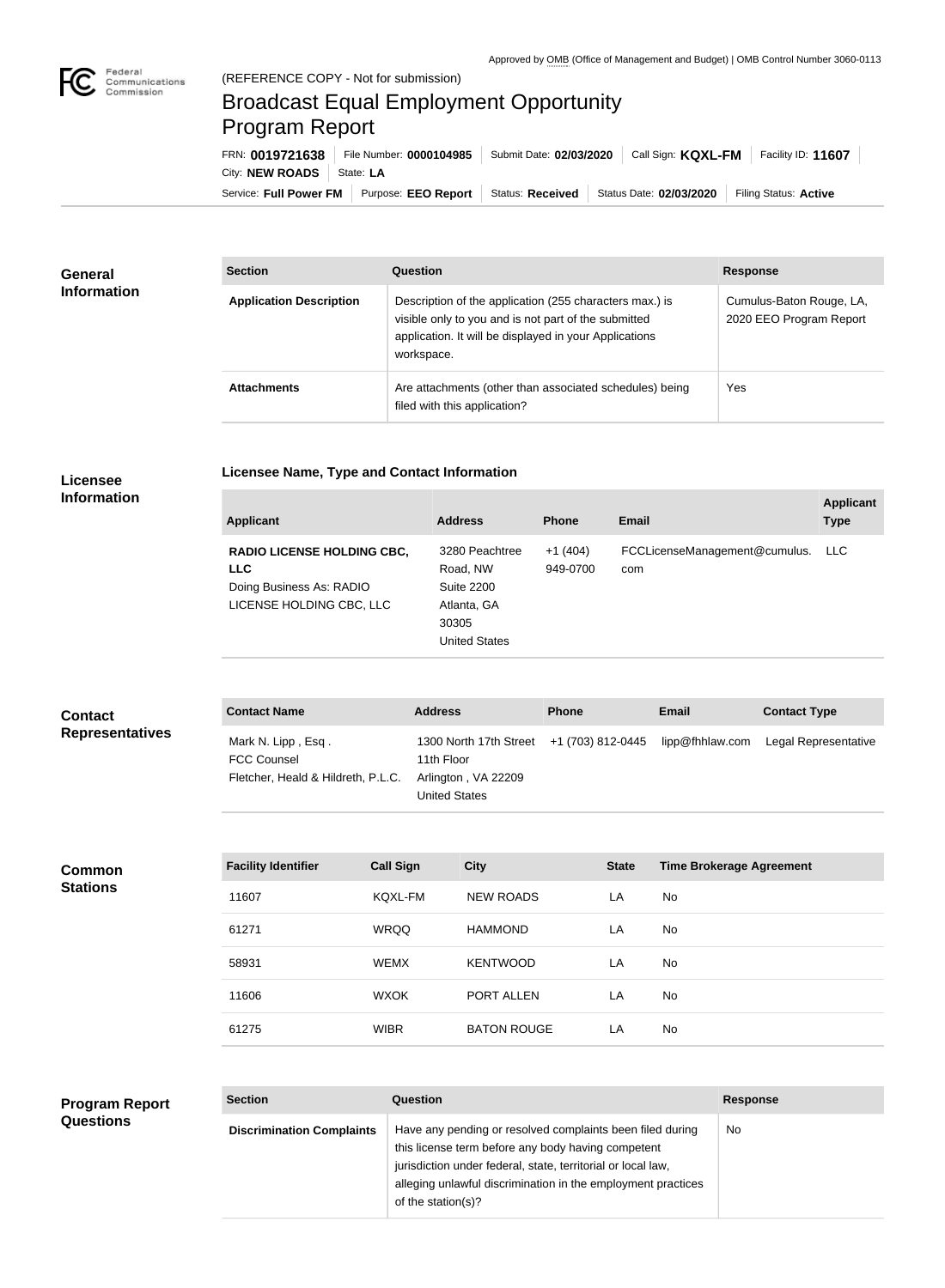Approved by OMB (Office of Management and Budget) | OMB Control Number 3060-0113

(REFERENCE COPY - Not for submission)

# Broadcast Equal Employment Opportunity Program Report

FRN: **0019721638** | File Number: **0000104985** | Submit Date: **02/03/2020** | Call Sign: **KQXL-FM** | Facility ID: **11607** | City: **NEW ROADS** | State: **LA**

Service: **Full Power FM** | Purpose: **EEO Report** | Status: **Received** | Status Date: **02/03/2020** | Filing Status: **Active**

## General Information

| Section | Question | Response |
| --- | --- | --- |
| **Application Description** | Description of the application (255 characters max.) is visible only to you and is not part of the submitted application. It will be displayed in your Applications workspace. | Cumulus-Baton Rouge, LA, 2020 EEO Program Report |
| **Attachments** | Are attachments (other than associated schedules) being filed with this application? | Yes |

## Licensee Information

### Licensee Name, Type and Contact Information

| Applicant | Address | Phone | Email | Applicant Type |
| --- | --- | --- | --- | --- |
| **RADIO LICENSE HOLDING CBC, LLC** Doing Business As: RADIO LICENSE HOLDING CBC, LLC | 3280 Peachtree Road, NW Suite 2200 Atlanta, GA 30305 United States | +1 (404) 949-0700 | FCCLicenseManagement@cumulus.com | LLC |

## Contact Representatives

| Contact Name | Address | Phone | Email | Contact Type |
| --- | --- | --- | --- | --- |
| Mark N. Lipp , Esq . FCC Counsel Fletcher, Heald & Hildreth, P.L.C. | 1300 North 17th Street 11th Floor Arlington , VA 22209 United States | +1 (703) 812-0445 | lipp@fhhlaw.com | Legal Representative |

## Common Stations

| Facility Identifier | Call Sign | City | State | Time Brokerage Agreement |
| --- | --- | --- | --- | --- |
| 11607 | KQXL-FM | NEW ROADS | LA | No |
| 61271 | WRQQ | HAMMOND | LA | No |
| 58931 | WEMX | KENTWOOD | LA | No |
| 11606 | WXOK | PORT ALLEN | LA | No |
| 61275 | WIBR | BATON ROUGE | LA | No |

## Program Report Questions

| Section | Question | Response |
| --- | --- | --- |
| **Discrimination Complaints** | Have any pending or resolved complaints been filed during this license term before any body having competent jurisdiction under federal, state, territorial or local law, alleging unlawful discrimination in the employment practices of the station(s)? | No |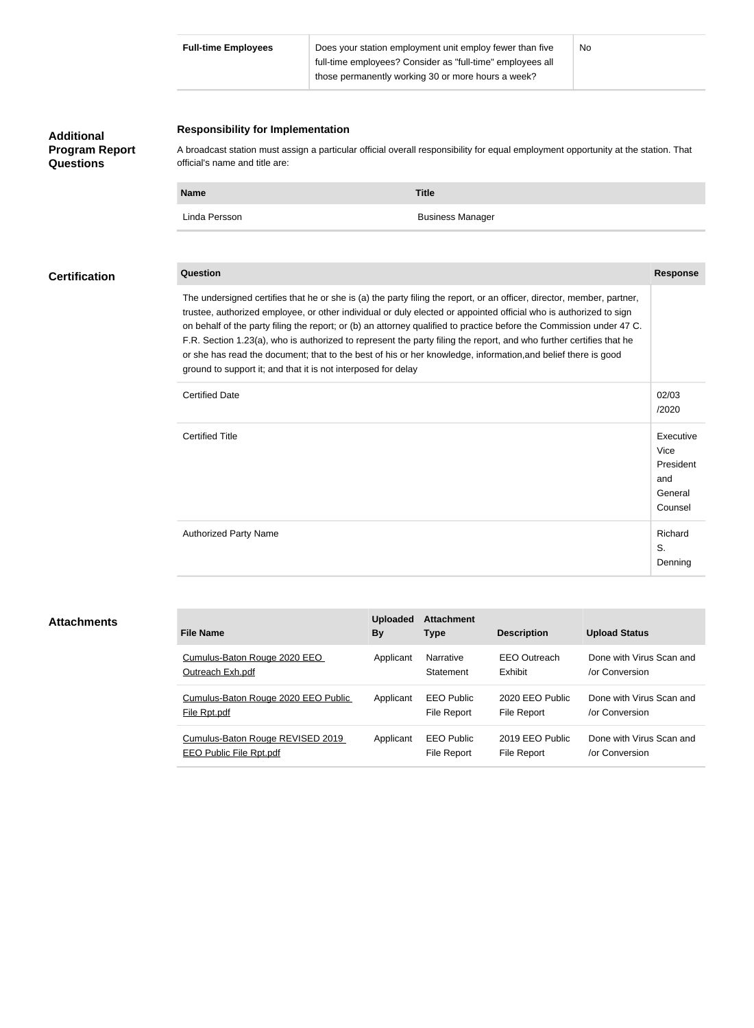| | | |
|---|---|---|
| **Full-time Employees** | Does your station employment unit employ fewer than five full-time employees? Consider as "full-time" employees all those permanently working 30 or more hours a week? | No |

## Additional Program Report Questions

### Responsibility for Implementation

A broadcast station must assign a particular official overall responsibility for equal employment opportunity at the station. That official's name and title are:

| Name | Title |
|---|---|
| Linda Persson | Business Manager |

## Certification

| Question | Response |
|---|---|
| The undersigned certifies that he or she is (a) the party filing the report, or an officer, director, member, partner, trustee, authorized employee, or other individual or duly elected or appointed official who is authorized to sign on behalf of the party filing the report; or (b) an attorney qualified to practice before the Commission under 47 C. F.R. Section 1.23(a), who is authorized to represent the party filing the report, and who further certifies that he or she has read the document; that to the best of his or her knowledge, information,and belief there is good ground to support it; and that it is not interposed for delay | |
| Certified Date | 02/03/2020 |
| Certified Title | Executive Vice President and General Counsel |
| Authorized Party Name | Richard S. Denning |

## Attachments

| File Name | Uploaded By | Attachment Type | Description | Upload Status |
|---|---|---|---|---|
| Cumulus-Baton Rouge 2020 EEO Outreach Exh.pdf | Applicant | Narrative Statement | EEO Outreach Exhibit | Done with Virus Scan and /or Conversion |
| Cumulus-Baton Rouge 2020 EEO Public File Rpt.pdf | Applicant | EEO Public File Report | 2020 EEO Public File Report | Done with Virus Scan and /or Conversion |
| Cumulus-Baton Rouge REVISED 2019 EEO Public File Rpt.pdf | Applicant | EEO Public File Report | 2019 EEO Public File Report | Done with Virus Scan and /or Conversion |